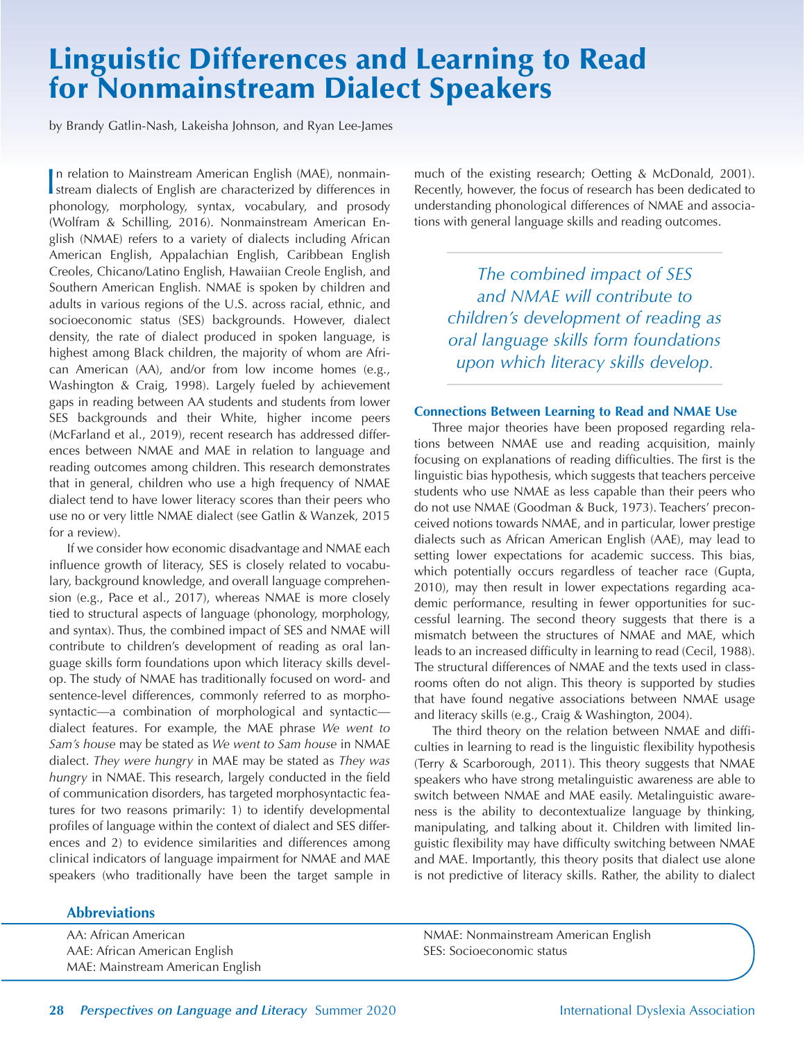# Linguistic Differences and Learning to Read for Nonmainstream Dialect Speakers

by Brandy Gatlin-Nash, Lakeisha Johnson, and Ryan Lee-James

In relation to Mainstream American English (MAE), nonmainstream dialects of English are characterized by differences in phonology, morphology, syntax, vocabulary, and prosody (Wolfram & Schilling, 2016). Nonmainstream American English (NMAE) refers to a variety of dialects including African American English, Appalachian English, Caribbean English Creoles, Chicano/Latino English, Hawaiian Creole English, and Southern American English. NMAE is spoken by children and adults in various regions of the U.S. across racial, ethnic, and socioeconomic status (SES) backgrounds. However, dialect density, the rate of dialect produced in spoken language, is highest among Black children, the majority of whom are African American (AA), and/or from low income homes (e.g., Washington & Craig, 1998). Largely fueled by achievement gaps in reading between AA students and students from lower SES backgrounds and their White, higher income peers (McFarland et al., 2019), recent research has addressed differences between NMAE and MAE in relation to language and reading outcomes among children. This research demonstrates that in general, children who use a high frequency of NMAE dialect tend to have lower literacy scores than their peers who use no or very little NMAE dialect (see Gatlin & Wanzek, 2015 for a review).

If we consider how economic disadvantage and NMAE each influence growth of literacy, SES is closely related to vocabulary, background knowledge, and overall language comprehension (e.g., Pace et al., 2017), whereas NMAE is more closely tied to structural aspects of language (phonology, morphology, and syntax). Thus, the combined impact of SES and NMAE will contribute to children's development of reading as oral language skills form foundations upon which literacy skills develop. The study of NMAE has traditionally focused on word- and sentence-level differences, commonly referred to as morphosyntactic—a combination of morphological and syntactic—dialect features. For example, the MAE phrase *We went to Sam's house* may be stated as *We went to Sam house* in NMAE dialect. *They were hungry* in MAE may be stated as *They was hungry* in NMAE. This research, largely conducted in the field of communication disorders, has targeted morphosyntactic features for two reasons primarily: 1) to identify developmental profiles of language within the context of dialect and SES differences and 2) to evidence similarities and differences among clinical indicators of language impairment for NMAE and MAE speakers (who traditionally have been the target sample in much of the existing research; Oetting & McDonald, 2001). Recently, however, the focus of research has been dedicated to understanding phonological differences of NMAE and associations with general language skills and reading outcomes.

> *The combined impact of SES and NMAE will contribute to children's development of reading as oral language skills form foundations upon which literacy skills develop.*

### Connections Between Learning to Read and NMAE Use

Three major theories have been proposed regarding relations between NMAE use and reading acquisition, mainly focusing on explanations of reading difficulties. The first is the linguistic bias hypothesis, which suggests that teachers perceive students who use NMAE as less capable than their peers who do not use NMAE (Goodman & Buck, 1973). Teachers' preconceived notions towards NMAE, and in particular, lower prestige dialects such as African American English (AAE), may lead to setting lower expectations for academic success. This bias, which potentially occurs regardless of teacher race (Gupta, 2010), may then result in lower expectations regarding academic performance, resulting in fewer opportunities for successful learning. The second theory suggests that there is a mismatch between the structures of NMAE and MAE, which leads to an increased difficulty in learning to read (Cecil, 1988). The structural differences of NMAE and the texts used in classrooms often do not align. This theory is supported by studies that have found negative associations between NMAE usage and literacy skills (e.g., Craig & Washington, 2004).

The third theory on the relation between NMAE and difficulties in learning to read is the linguistic flexibility hypothesis (Terry & Scarborough, 2011). This theory suggests that NMAE speakers who have strong metalinguistic awareness are able to switch between NMAE and MAE easily. Metalinguistic awareness is the ability to decontextualize language by thinking, manipulating, and talking about it. Children with limited linguistic flexibility may have difficulty switching between NMAE and MAE. Importantly, this theory posits that dialect use alone is not predictive of literacy skills. Rather, the ability to dialect

### Abbreviations

AA: African American
AAE: African American English
MAE: Mainstream American English
NMAE: Nonmainstream American English
SES: Socioeconomic status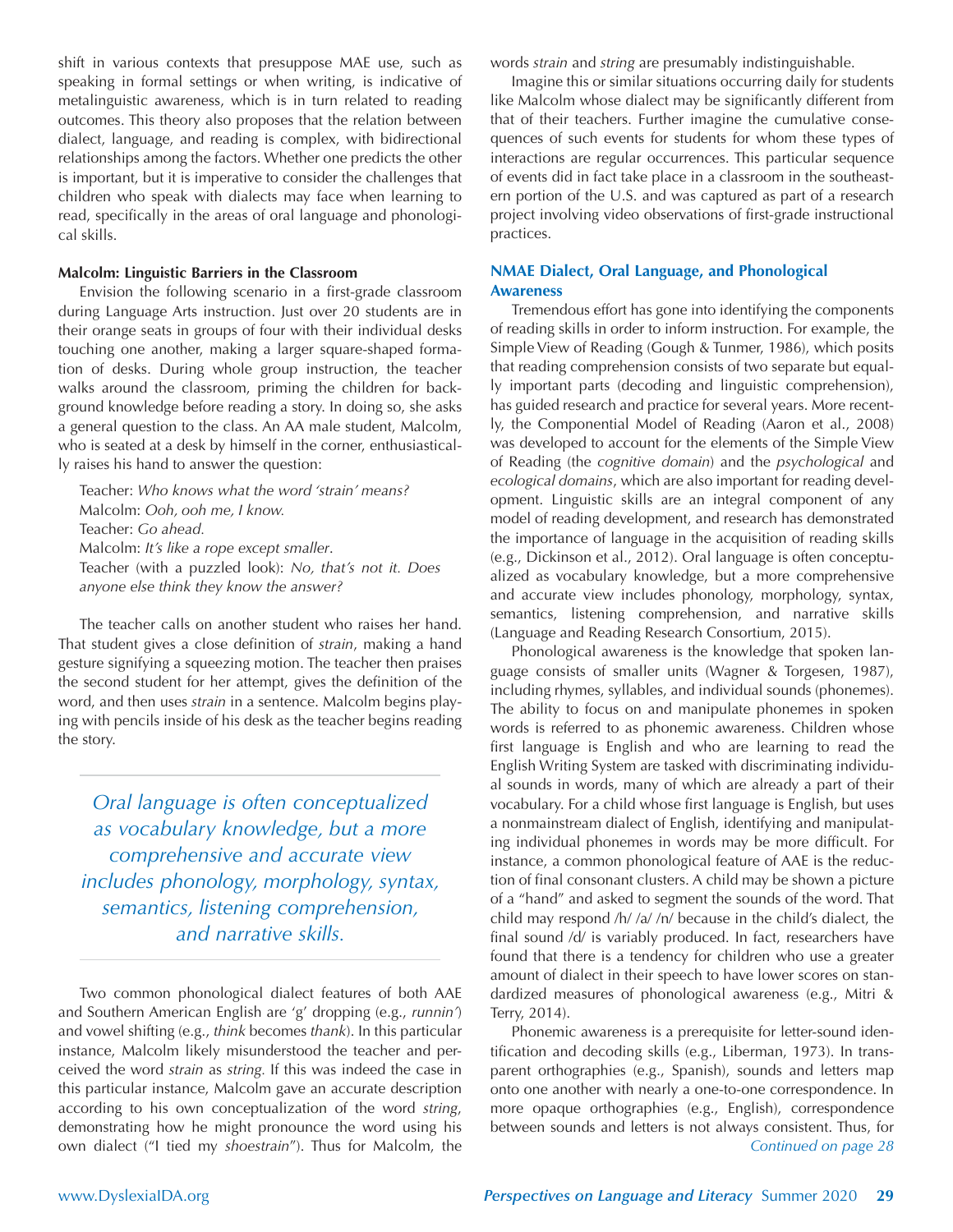shift in various contexts that presuppose MAE use, such as speaking in formal settings or when writing, is indicative of metalinguistic awareness, which is in turn related to reading outcomes. This theory also proposes that the relation between dialect, language, and reading is complex, with bidirectional relationships among the factors. Whether one predicts the other is important, but it is imperative to consider the challenges that children who speak with dialects may face when learning to read, specifically in the areas of oral language and phonological skills.

**Malcolm: Linguistic Barriers in the Classroom**

Envision the following scenario in a first-grade classroom during Language Arts instruction. Just over 20 students are in their orange seats in groups of four with their individual desks touching one another, making a larger square-shaped formation of desks. During whole group instruction, the teacher walks around the classroom, priming the children for background knowledge before reading a story. In doing so, she asks a general question to the class. An AA male student, Malcolm, who is seated at a desk by himself in the corner, enthusiastically raises his hand to answer the question:

> Teacher: *Who knows what the word 'strain' means?*
> Malcolm: *Ooh, ooh me, I know.*
> Teacher: *Go ahead.*
> Malcolm: *It's like a rope except smaller*.
> Teacher (with a puzzled look): *No, that's not it. Does anyone else think they know the answer?*

The teacher calls on another student who raises her hand. That student gives a close definition of *strain*, making a hand gesture signifying a squeezing motion. The teacher then praises the second student for her attempt, gives the definition of the word, and then uses *strain* in a sentence. Malcolm begins playing with pencils inside of his desk as the teacher begins reading the story.

> *Oral language is often conceptualized as vocabulary knowledge, but a more comprehensive and accurate view includes phonology, morphology, syntax, semantics, listening comprehension, and narrative skills.*

Two common phonological dialect features of both AAE and Southern American English are 'g' dropping (e.g., *runnin'*) and vowel shifting (e.g., *think* becomes *thank*). In this particular instance, Malcolm likely misunderstood the teacher and perceived the word *strain* as *string.* If this was indeed the case in this particular instance, Malcolm gave an accurate description according to his own conceptualization of the word *string*, demonstrating how he might pronounce the word using his own dialect ("I tied my *shoestrain*"). Thus for Malcolm, the words *strain* and *string* are presumably indistinguishable.

Imagine this or similar situations occurring daily for students like Malcolm whose dialect may be significantly different from that of their teachers. Further imagine the cumulative consequences of such events for students for whom these types of interactions are regular occurrences. This particular sequence of events did in fact take place in a classroom in the southeastern portion of the U.S. and was captured as part of a research project involving video observations of first-grade instructional practices.

**NMAE Dialect, Oral Language, and Phonological Awareness**

Tremendous effort has gone into identifying the components of reading skills in order to inform instruction. For example, the Simple View of Reading (Gough & Tunmer, 1986), which posits that reading comprehension consists of two separate but equally important parts (decoding and linguistic comprehension), has guided research and practice for several years. More recently, the Componential Model of Reading (Aaron et al., 2008) was developed to account for the elements of the Simple View of Reading (the *cognitive domain*) and the *psychological* and *ecological domains*, which are also important for reading development. Linguistic skills are an integral component of any model of reading development, and research has demonstrated the importance of language in the acquisition of reading skills (e.g., Dickinson et al., 2012). Oral language is often conceptualized as vocabulary knowledge, but a more comprehensive and accurate view includes phonology, morphology, syntax, semantics, listening comprehension, and narrative skills (Language and Reading Research Consortium, 2015).

Phonological awareness is the knowledge that spoken language consists of smaller units (Wagner & Torgesen, 1987), including rhymes, syllables, and individual sounds (phonemes). The ability to focus on and manipulate phonemes in spoken words is referred to as phonemic awareness. Children whose first language is English and who are learning to read the English Writing System are tasked with discriminating individual sounds in words, many of which are already a part of their vocabulary. For a child whose first language is English, but uses a nonmainstream dialect of English, identifying and manipulating individual phonemes in words may be more difficult. For instance, a common phonological feature of AAE is the reduction of final consonant clusters. A child may be shown a picture of a "hand" and asked to segment the sounds of the word. That child may respond /h/ /a/ /n/ because in the child's dialect, the final sound /d/ is variably produced. In fact, researchers have found that there is a tendency for children who use a greater amount of dialect in their speech to have lower scores on standardized measures of phonological awareness (e.g., Mitri & Terry, 2014).

Phonemic awareness is a prerequisite for letter-sound identification and decoding skills (e.g., Liberman, 1973). In transparent orthographies (e.g., Spanish), sounds and letters map onto one another with nearly a one-to-one correspondence. In more opaque orthographies (e.g., English), correspondence between sounds and letters is not always consistent. Thus, for

*Continued on page 28*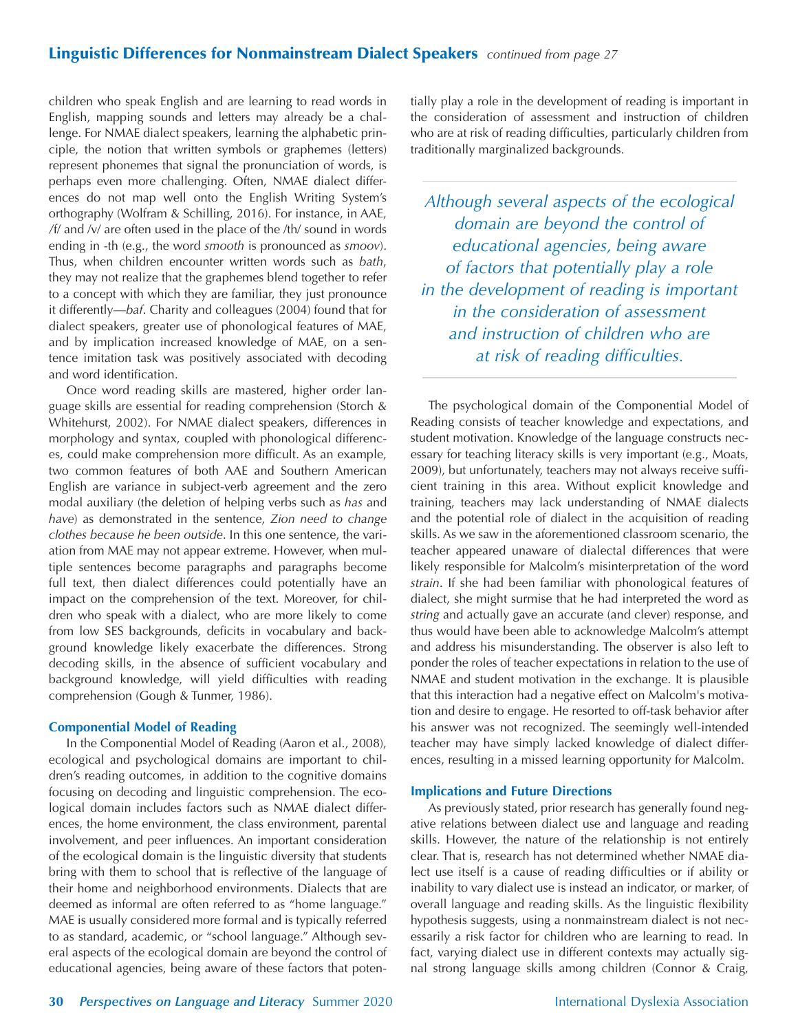children who speak English and are learning to read words in English, mapping sounds and letters may already be a challenge. For NMAE dialect speakers, learning the alphabetic principle, the notion that written symbols or graphemes (letters) represent phonemes that signal the pronunciation of words, is perhaps even more challenging. Often, NMAE dialect differences do not map well onto the English Writing System's orthography (Wolfram & Schilling, 2016). For instance, in AAE, /f/ and /v/ are often used in the place of the /th/ sound in words ending in -th (e.g., the word *smooth* is pronounced as *smoov*). Thus, when children encounter written words such as *bath*, they may not realize that the graphemes blend together to refer to a concept with which they are familiar, they just pronounce it differently—*baf*. Charity and colleagues (2004) found that for dialect speakers, greater use of phonological features of MAE, and by implication increased knowledge of MAE, on a sentence imitation task was positively associated with decoding and word identification.

Once word reading skills are mastered, higher order language skills are essential for reading comprehension (Storch & Whitehurst, 2002). For NMAE dialect speakers, differences in morphology and syntax, coupled with phonological differences, could make comprehension more difficult. As an example, two common features of both AAE and Southern American English are variance in subject-verb agreement and the zero modal auxiliary (the deletion of helping verbs such as *has* and *have*) as demonstrated in the sentence, *Zion need to change clothes because he been outside*. In this one sentence, the variation from MAE may not appear extreme. However, when multiple sentences become paragraphs and paragraphs become full text, then dialect differences could potentially have an impact on the comprehension of the text. Moreover, for children who speak with a dialect, who are more likely to come from low SES backgrounds, deficits in vocabulary and background knowledge likely exacerbate the differences. Strong decoding skills, in the absence of sufficient vocabulary and background knowledge, will yield difficulties with reading comprehension (Gough & Tunmer, 1986).

### Componential Model of Reading

In the Componential Model of Reading (Aaron et al., 2008), ecological and psychological domains are important to children's reading outcomes, in addition to the cognitive domains focusing on decoding and linguistic comprehension. The ecological domain includes factors such as NMAE dialect differences, the home environment, the class environment, parental involvement, and peer influences. An important consideration of the ecological domain is the linguistic diversity that students bring with them to school that is reflective of the language of their home and neighborhood environments. Dialects that are deemed as informal are often referred to as "home language." MAE is usually considered more formal and is typically referred to as standard, academic, or "school language." Although several aspects of the ecological domain are beyond the control of educational agencies, being aware of these factors that potentially play a role in the development of reading is important in the consideration of assessment and instruction of children who are at risk of reading difficulties, particularly children from traditionally marginalized backgrounds.

> *Although several aspects of the ecological domain are beyond the control of educational agencies, being aware of factors that potentially play a role in the development of reading is important in the consideration of assessment and instruction of children who are at risk of reading difficulties.*

The psychological domain of the Componential Model of Reading consists of teacher knowledge and expectations, and student motivation. Knowledge of the language constructs necessary for teaching literacy skills is very important (e.g., Moats, 2009), but unfortunately, teachers may not always receive sufficient training in this area. Without explicit knowledge and training, teachers may lack understanding of NMAE dialects and the potential role of dialect in the acquisition of reading skills. As we saw in the aforementioned classroom scenario, the teacher appeared unaware of dialectal differences that were likely responsible for Malcolm's misinterpretation of the word *strain*. If she had been familiar with phonological features of dialect, she might surmise that he had interpreted the word as *string* and actually gave an accurate (and clever) response, and thus would have been able to acknowledge Malcolm's attempt and address his misunderstanding. The observer is also left to ponder the roles of teacher expectations in relation to the use of NMAE and student motivation in the exchange. It is plausible that this interaction had a negative effect on Malcolm's motivation and desire to engage. He resorted to off-task behavior after his answer was not recognized. The seemingly well-intended teacher may have simply lacked knowledge of dialect differences, resulting in a missed learning opportunity for Malcolm.

### Implications and Future Directions

As previously stated, prior research has generally found negative relations between dialect use and language and reading skills. However, the nature of the relationship is not entirely clear. That is, research has not determined whether NMAE dialect use itself is a cause of reading difficulties or if ability or inability to vary dialect use is instead an indicator, or marker, of overall language and reading skills. As the linguistic flexibility hypothesis suggests, using a nonmainstream dialect is not necessarily a risk factor for children who are learning to read. In fact, varying dialect use in different contexts may actually signal strong language skills among children (Connor & Craig,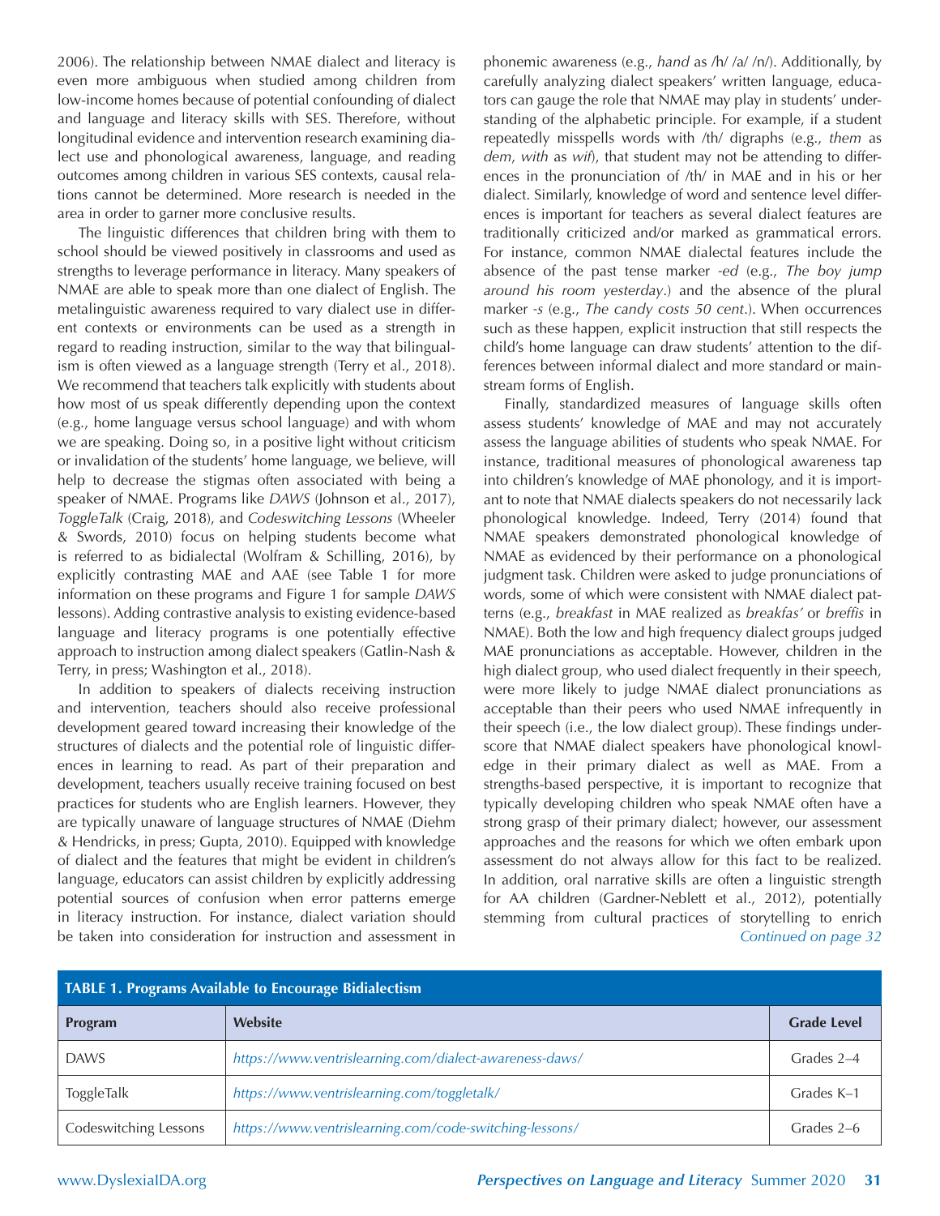2006). The relationship between NMAE dialect and literacy is even more ambiguous when studied among children from low-income homes because of potential confounding of dialect and language and literacy skills with SES. Therefore, without longitudinal evidence and intervention research examining dialect use and phonological awareness, language, and reading outcomes among children in various SES contexts, causal relations cannot be determined. More research is needed in the area in order to garner more conclusive results.

The linguistic differences that children bring with them to school should be viewed positively in classrooms and used as strengths to leverage performance in literacy. Many speakers of NMAE are able to speak more than one dialect of English. The metalinguistic awareness required to vary dialect use in different contexts or environments can be used as a strength in regard to reading instruction, similar to the way that bilingualism is often viewed as a language strength (Terry et al., 2018). We recommend that teachers talk explicitly with students about how most of us speak differently depending upon the context (e.g., home language versus school language) and with whom we are speaking. Doing so, in a positive light without criticism or invalidation of the students' home language, we believe, will help to decrease the stigmas often associated with being a speaker of NMAE. Programs like *DAWS* (Johnson et al., 2017), *ToggleTalk* (Craig, 2018), and *Codeswitching Lessons* (Wheeler & Swords, 2010) focus on helping students become what is referred to as bidialectal (Wolfram & Schilling, 2016), by explicitly contrasting MAE and AAE (see Table 1 for more information on these programs and Figure 1 for sample *DAWS* lessons). Adding contrastive analysis to existing evidence-based language and literacy programs is one potentially effective approach to instruction among dialect speakers (Gatlin-Nash & Terry, in press; Washington et al., 2018).

In addition to speakers of dialects receiving instruction and intervention, teachers should also receive professional development geared toward increasing their knowledge of the structures of dialects and the potential role of linguistic differences in learning to read. As part of their preparation and development, teachers usually receive training focused on best practices for students who are English learners. However, they are typically unaware of language structures of NMAE (Diehm & Hendricks, in press; Gupta, 2010). Equipped with knowledge of dialect and the features that might be evident in children's language, educators can assist children by explicitly addressing potential sources of confusion when error patterns emerge in literacy instruction. For instance, dialect variation should be taken into consideration for instruction and assessment in phonemic awareness (e.g., *hand* as /h/ /a/ /n/). Additionally, by carefully analyzing dialect speakers' written language, educators can gauge the role that NMAE may play in students' understanding of the alphabetic principle. For example, if a student repeatedly misspells words with /th/ digraphs (e.g., *them* as *dem*, *with* as *wif*), that student may not be attending to differences in the pronunciation of /th/ in MAE and in his or her dialect. Similarly, knowledge of word and sentence level differences is important for teachers as several dialect features are traditionally criticized and/or marked as grammatical errors. For instance, common NMAE dialectal features include the absence of the past tense marker *-ed* (e.g., *The boy jump around his room yesterday*.) and the absence of the plural marker *-s* (e.g., *The candy costs 50 cent*.). When occurrences such as these happen, explicit instruction that still respects the child's home language can draw students' attention to the differences between informal dialect and more standard or mainstream forms of English.

Finally, standardized measures of language skills often assess students' knowledge of MAE and may not accurately assess the language abilities of students who speak NMAE. For instance, traditional measures of phonological awareness tap into children's knowledge of MAE phonology, and it is important to note that NMAE dialects speakers do not necessarily lack phonological knowledge. Indeed, Terry (2014) found that NMAE speakers demonstrated phonological knowledge of NMAE as evidenced by their performance on a phonological judgment task. Children were asked to judge pronunciations of words, some of which were consistent with NMAE dialect patterns (e.g., *breakfast* in MAE realized as *breakfas'* or *breffis* in NMAE). Both the low and high frequency dialect groups judged MAE pronunciations as acceptable. However, children in the high dialect group, who used dialect frequently in their speech, were more likely to judge NMAE dialect pronunciations as acceptable than their peers who used NMAE infrequently in their speech (i.e., the low dialect group). These findings underscore that NMAE dialect speakers have phonological knowledge in their primary dialect as well as MAE. From a strengths-based perspective, it is important to recognize that typically developing children who speak NMAE often have a strong grasp of their primary dialect; however, our assessment approaches and the reasons for which we often embark upon assessment do not always allow for this fact to be realized. In addition, oral narrative skills are often a linguistic strength for AA children (Gardner-Neblett et al., 2012), potentially stemming from cultural practices of storytelling to enrich

*Continued on page 32*

**TABLE 1. Programs Available to Encourage Bidialectism**

| Program | Website | Grade Level |
|---|---|---|
| DAWS | *https://www.ventrislearning.com/dialect-awareness-daws/* | Grades 2–4 |
| ToggleTalk | *https://www.ventrislearning.com/toggletalk/* | Grades K–1 |
| Codeswitching Lessons | *https://www.ventrislearning.com/code-switching-lessons/* | Grades 2–6 |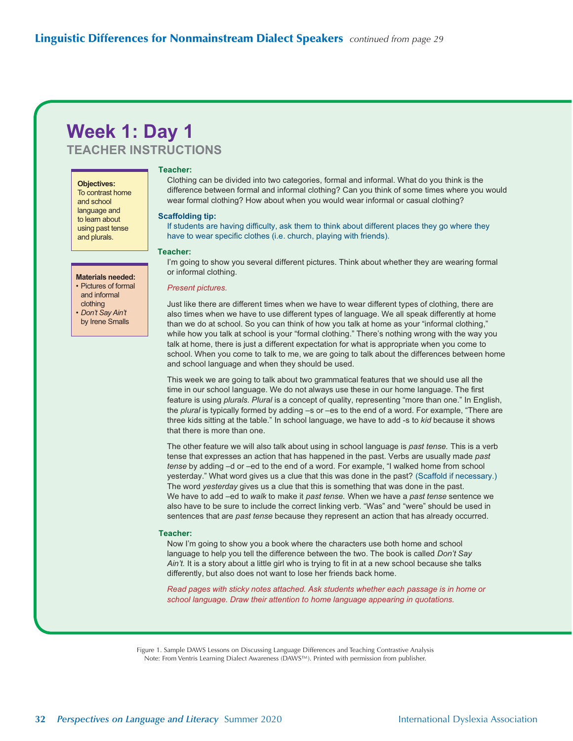**Linguistic Differences for Nonmainstream Dialect Speakers** *continued from page 29*

# Week 1: Day 1

## TEACHER INSTRUCTIONS

**Objectives:**
To contrast home and school language and to learn about using past tense and plurals.

**Materials needed:**
- Pictures of formal and informal clothing
- *Don't Say Ain't* by Irene Smalls

**Teacher:**

Clothing can be divided into two categories, formal and informal. What do you think is the difference between formal and informal clothing? Can you think of some times where you would wear formal clothing? How about when you would wear informal or casual clothing?

**Scaffolding tip:**

If students are having difficulty, ask them to think about different places they go where they have to wear specific clothes (i.e. church, playing with friends).

**Teacher:**

I'm going to show you several different pictures. Think about whether they are wearing formal or informal clothing.

*Present pictures.*

Just like there are different times when we have to wear different types of clothing, there are also times when we have to use different types of language. We all speak differently at home than we do at school. So you can think of how you talk at home as your "informal clothing," while how you talk at school is your "formal clothing." There's nothing wrong with the way you talk at home, there is just a different expectation for what is appropriate when you come to school. When you come to talk to me, we are going to talk about the differences between home and school language and when they should be used.

This week we are going to talk about two grammatical features that we should use all the time in our school language. We do not always use these in our home language. The first feature is using *plurals. Plural* is a concept of quality, representing "more than one." In English, the *plural* is typically formed by adding –s or –es to the end of a word. For example, "There are three kids sitting at the table." In school language, we have to add -s to *kid* because it shows that there is more than one.

The other feature we will also talk about using in school language is *past tense.* This is a verb tense that expresses an action that has happened in the past. Verbs are usually made *past tense* by adding –d or –ed to the end of a word. For example, "I walked home from school yesterday." What word gives us a clue that this was done in the past? (Scaffold if necessary.) The word *yesterday* gives us a clue that this is something that was done in the past. We have to add –ed to *walk* to make it *past tense.* When we have a *past tense* sentence we also have to be sure to include the correct linking verb. "Was" and "were" should be used in sentences that are *past tense* because they represent an action that has already occurred.

**Teacher:**

Now I'm going to show you a book where the characters use both home and school language to help you tell the difference between the two. The book is called *Don't Say Ain't.* It is a story about a little girl who is trying to fit in at a new school because she talks differently, but also does not want to lose her friends back home.

*Read pages with sticky notes attached. Ask students whether each passage is in home or school language. Draw their attention to home language appearing in quotations.*

Figure 1. Sample DAWS Lessons on Discussing Language Differences and Teaching Contrastive Analysis
Note: From Ventris Learning Dialect Awareness (DAWS™). Printed with permission from publisher.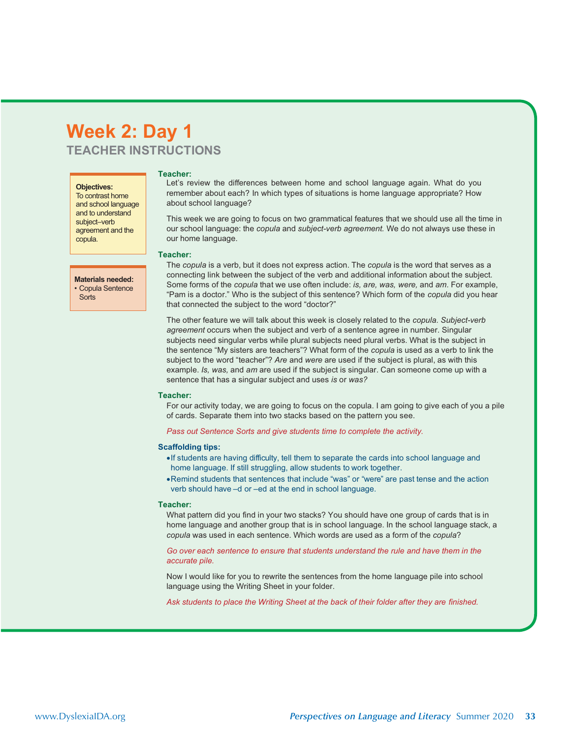# Week 2: Day 1

## TEACHER INSTRUCTIONS

**Objectives:**
To contrast home and school language and to understand subject–verb agreement and the copula.

**Materials needed:**
- Copula Sentence Sorts

**Teacher:**

Let's review the differences between home and school language again. What do you remember about each? In which types of situations is home language appropriate? How about school language?

This week we are going to focus on two grammatical features that we should use all the time in our school language: the *copula* and *subject-verb agreement.* We do not always use these in our home language.

**Teacher:**

The *copula* is a verb, but it does not express action. The *copula* is the word that serves as a connecting link between the subject of the verb and additional information about the subject. Some forms of the *copula* that we use often include: *is, are, was, were,* and *am.* For example, "Pam is a doctor." Who is the subject of this sentence? Which form of the *copula* did you hear that connected the subject to the word "doctor?"

The other feature we will talk about this week is closely related to the *copula. Subject-verb agreement* occurs when the subject and verb of a sentence agree in number. Singular subjects need singular verbs while plural subjects need plural verbs. What is the subject in the sentence "My sisters are teachers"? What form of the *copula* is used as a verb to link the subject to the word "teacher"? *Are* and *were* are used if the subject is plural, as with this example. *Is, was,* and *am* are used if the subject is singular. Can someone come up with a sentence that has a singular subject and uses *is* or *was?*

**Teacher:**

For our activity today, we are going to focus on the copula. I am going to give each of you a pile of cards. Separate them into two stacks based on the pattern you see.

*Pass out Sentence Sorts and give students time to complete the activity.*

**Scaffolding tips:**

- If students are having difficulty, tell them to separate the cards into school language and home language. If still struggling, allow students to work together.
- Remind students that sentences that include "was" or "were" are past tense and the action verb should have –d or –ed at the end in school language.

**Teacher:**

What pattern did you find in your two stacks? You should have one group of cards that is in home language and another group that is in school language. In the school language stack, a *copula* was used in each sentence. Which words are used as a form of the *copula*?

*Go over each sentence to ensure that students understand the rule and have them in the accurate pile.*

Now I would like for you to rewrite the sentences from the home language pile into school language using the Writing Sheet in your folder.

*Ask students to place the Writing Sheet at the back of their folder after they are finished.*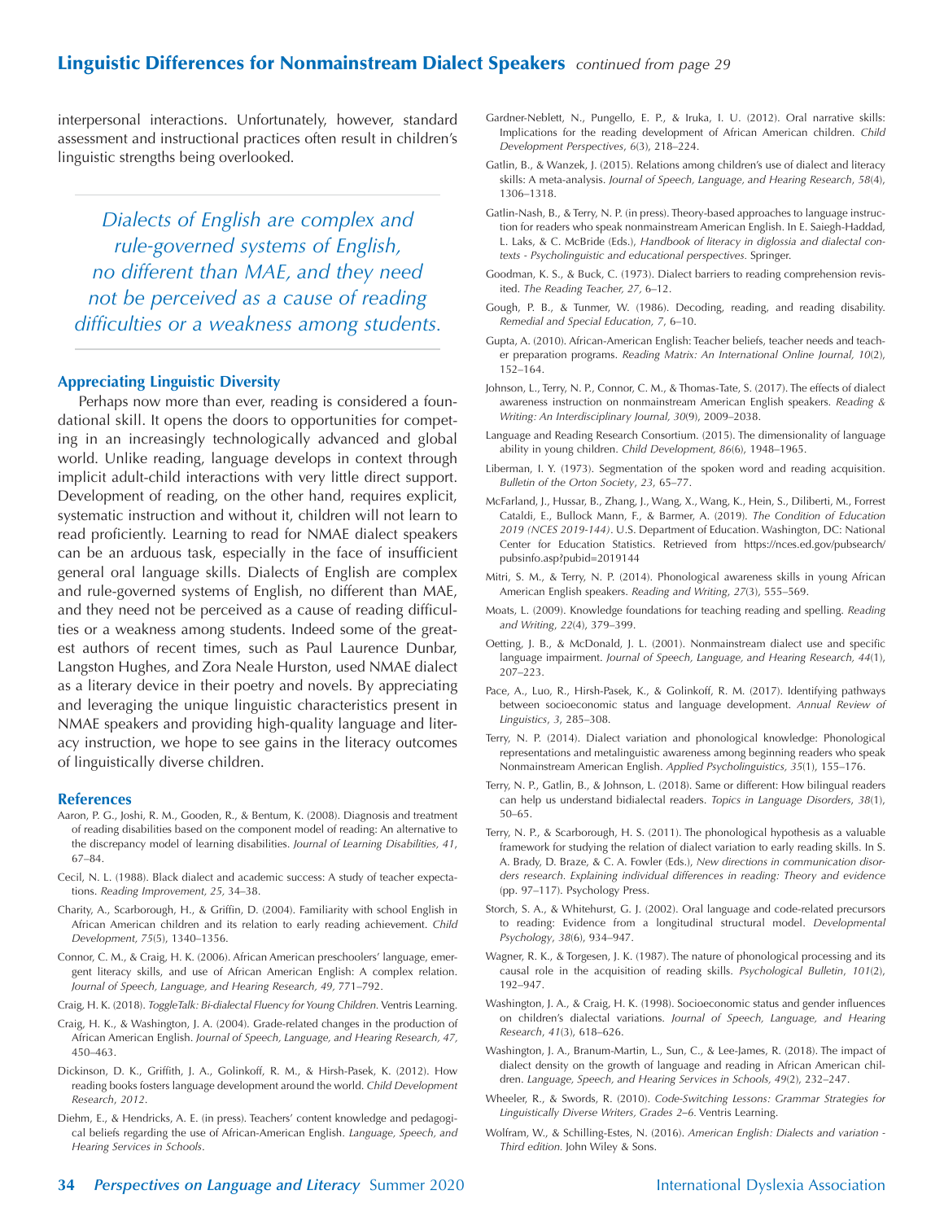interpersonal interactions. Unfortunately, however, standard assessment and instructional practices often result in children's linguistic strengths being overlooked.

> *Dialects of English are complex and rule-governed systems of English, no different than MAE, and they need not be perceived as a cause of reading difficulties or a weakness among students.*

### Appreciating Linguistic Diversity

Perhaps now more than ever, reading is considered a foundational skill. It opens the doors to opportunities for competing in an increasingly technologically advanced and global world. Unlike reading, language develops in context through implicit adult-child interactions with very little direct support. Development of reading, on the other hand, requires explicit, systematic instruction and without it, children will not learn to read proficiently. Learning to read for NMAE dialect speakers can be an arduous task, especially in the face of insufficient general oral language skills. Dialects of English are complex and rule-governed systems of English, no different than MAE, and they need not be perceived as a cause of reading difficulties or a weakness among students. Indeed some of the greatest authors of recent times, such as Paul Laurence Dunbar, Langston Hughes, and Zora Neale Hurston, used NMAE dialect as a literary device in their poetry and novels. By appreciating and leveraging the unique linguistic characteristics present in NMAE speakers and providing high-quality language and literacy instruction, we hope to see gains in the literacy outcomes of linguistically diverse children.

### References

Aaron, P. G., Joshi, R. M., Gooden, R., & Bentum, K. (2008). Diagnosis and treatment of reading disabilities based on the component model of reading: An alternative to the discrepancy model of learning disabilities. *Journal of Learning Disabilities, 41*, 67–84.

Cecil, N. L. (1988). Black dialect and academic success: A study of teacher expectations. *Reading Improvement, 25,* 34–38.

Charity, A., Scarborough, H., & Griffin, D. (2004). Familiarity with school English in African American children and its relation to early reading achievement. *Child Development, 75*(5), 1340–1356.

Connor, C. M., & Craig, H. K. (2006). African American preschoolers' language, emergent literacy skills, and use of African American English: A complex relation. *Journal of Speech, Language, and Hearing Research, 49,* 771–792.

Craig, H. K. (2018). *ToggleTalk: Bi-dialectal Fluency for Young Children.* Ventris Learning.

Craig, H. K., & Washington, J. A. (2004). Grade-related changes in the production of African American English. *Journal of Speech, Language, and Hearing Research, 47,* 450–463.

Dickinson, D. K., Griffith, J. A., Golinkoff, R. M., & Hirsh-Pasek, K. (2012). How reading books fosters language development around the world. *Child Development Research, 2012*.

Diehm, E., & Hendricks, A. E. (in press). Teachers' content knowledge and pedagogical beliefs regarding the use of African-American English. *Language, Speech, and Hearing Services in Schools*.

Gardner-Neblett, N., Pungello, E. P., & Iruka, I. U. (2012). Oral narrative skills: Implications for the reading development of African American children. *Child Development Perspectives*, *6*(3), 218–224.

Gatlin, B., & Wanzek, J. (2015). Relations among children's use of dialect and literacy skills: A meta-analysis. *Journal of Speech, Language, and Hearing Research*, *58*(4), 1306–1318.

Gatlin-Nash, B., & Terry, N. P. (in press). Theory-based approaches to language instruction for readers who speak nonmainstream American English. In E. Saiegh-Haddad, L. Laks, & C. McBride (Eds.), *Handbook of literacy in diglossia and dialectal contexts - Psycholinguistic and educational perspectives.* Springer.

Goodman, K. S., & Buck, C. (1973). Dialect barriers to reading comprehension revisited. *The Reading Teacher, 27,* 6–12.

Gough, P. B., & Tunmer, W. (1986). Decoding, reading, and reading disability. *Remedial and Special Education, 7*, 6–10.

Gupta, A. (2010). African-American English: Teacher beliefs, teacher needs and teacher preparation programs. *Reading Matrix: An International Online Journal, 10*(2), 152–164.

Johnson, L., Terry, N. P., Connor, C. M., & Thomas-Tate, S. (2017). The effects of dialect awareness instruction on nonmainstream American English speakers. *Reading & Writing: An Interdisciplinary Journal, 30*(9), 2009–2038.

Language and Reading Research Consortium. (2015). The dimensionality of language ability in young children. *Child Development, 86*(6), 1948–1965.

Liberman, I. Y. (1973). Segmentation of the spoken word and reading acquisition. *Bulletin of the Orton Society*, *23*, 65–77.

McFarland, J., Hussar, B., Zhang, J., Wang, X., Wang, K., Hein, S., Diliberti, M., Forrest Cataldi, E., Bullock Mann, F., & Barmer, A. (2019). *The Condition of Education 2019 (NCES 2019-144)*. U.S. Department of Education. Washington, DC: National Center for Education Statistics. Retrieved from https://nces.ed.gov/pubsearch/pubsinfo.asp?pubid=2019144

Mitri, S. M., & Terry, N. P. (2014). Phonological awareness skills in young African American English speakers. *Reading and Writing*, *27*(3), 555–569.

Moats, L. (2009). Knowledge foundations for teaching reading and spelling. *Reading and Writing*, *22*(4), 379–399.

Oetting, J. B., & McDonald, J. L. (2001). Nonmainstream dialect use and specific language impairment. *Journal of Speech, Language, and Hearing Research, 44*(1), 207–223.

Pace, A., Luo, R., Hirsh-Pasek, K., & Golinkoff, R. M. (2017). Identifying pathways between socioeconomic status and language development. *Annual Review of Linguistics*, *3*, 285–308.

Terry, N. P. (2014). Dialect variation and phonological knowledge: Phonological representations and metalinguistic awareness among beginning readers who speak Nonmainstream American English. *Applied Psycholinguistics, 35*(1), 155–176.

Terry, N. P., Gatlin, B., & Johnson, L. (2018). Same or different: How bilingual readers can help us understand bidialectal readers. *Topics in Language Disorders*, *38*(1), 50–65.

Terry, N. P., & Scarborough, H. S. (2011). The phonological hypothesis as a valuable framework for studying the relation of dialect variation to early reading skills. In S. A. Brady, D. Braze, & C. A. Fowler (Eds.), *New directions in communication disorders research. Explaining individual differences in reading: Theory and evidence* (pp. 97–117). Psychology Press.

Storch, S. A., & Whitehurst, G. J. (2002). Oral language and code-related precursors to reading: Evidence from a longitudinal structural model. *Developmental Psychology*, *38*(6), 934–947.

Wagner, R. K., & Torgesen, J. K. (1987). The nature of phonological processing and its causal role in the acquisition of reading skills. *Psychological Bulletin*, *101*(2), 192–947.

Washington, J. A., & Craig, H. K. (1998). Socioeconomic status and gender influences on children's dialectal variations. *Journal of Speech, Language, and Hearing Research*, *41*(3), 618–626.

Washington, J. A., Branum-Martin, L., Sun, C., & Lee-James, R. (2018). The impact of dialect density on the growth of language and reading in African American children. *Language, Speech, and Hearing Services in Schools, 49*(2), 232–247.

Wheeler, R., & Swords, R. (2010). *Code-Switching Lessons: Grammar Strategies for Linguistically Diverse Writers, Grades 2–6.* Ventris Learning.

Wolfram, W., & Schilling-Estes, N. (2016). *American English: Dialects and variation - Third edition.* John Wiley & Sons.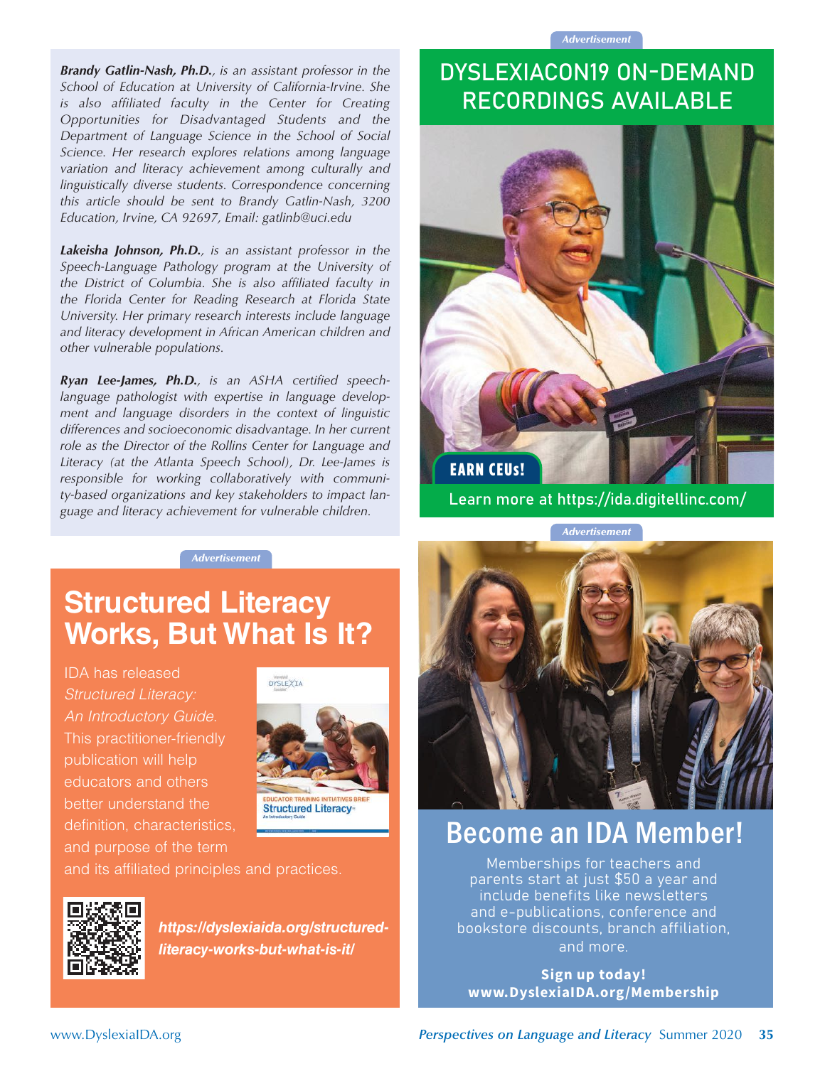***Brandy Gatlin-Nash, Ph.D.**, is an assistant professor in the School of Education at University of California-Irvine. She is also affiliated faculty in the Center for Creating Opportunities for Disadvantaged Students and the Department of Language Science in the School of Social Science. Her research explores relations among language variation and literacy achievement among culturally and linguistically diverse students. Correspondence concerning this article should be sent to Brandy Gatlin-Nash, 3200 Education, Irvine, CA 92697, Email: gatlinb@uci.edu*

***Lakeisha Johnson, Ph.D.**, is an assistant professor in the Speech-Language Pathology program at the University of the District of Columbia. She is also affiliated faculty in the Florida Center for Reading Research at Florida State University. Her primary research interests include language and literacy development in African American children and other vulnerable populations.*

***Ryan Lee-James, Ph.D.**, is an ASHA certified speech-language pathologist with expertise in language development and language disorders in the context of linguistic differences and socioeconomic disadvantage. In her current role as the Director of the Rollins Center for Language and Literacy (at the Atlanta Speech School), Dr. Lee-James is responsible for working collaboratively with community-based organizations and key stakeholders to impact language and literacy achievement for vulnerable children.*

*Advertisement*

# Structured Literacy Works, But What Is It?

IDA has released *Structured Literacy: An Introductory Guide.* This practitioner-friendly publication will help educators and others better understand the definition, characteristics, and purpose of the term and its affiliated principles and practices.

***https://dyslexiaida.org/structured-literacy-works-but-what-is-it/***

*Advertisement*

# DYSLEXIACON19 ON-DEMAND RECORDINGS AVAILABLE

**EARN CEUs!**

Learn more at https://ida.digitellinc.com/

*Advertisement*

# Become an IDA Member!

Memberships for teachers and parents start at just $50 a year and include benefits like newsletters and e-publications, conference and bookstore discounts, branch affiliation, and more.

**Sign up today!**
**www.DyslexiaIDA.org/Membership**